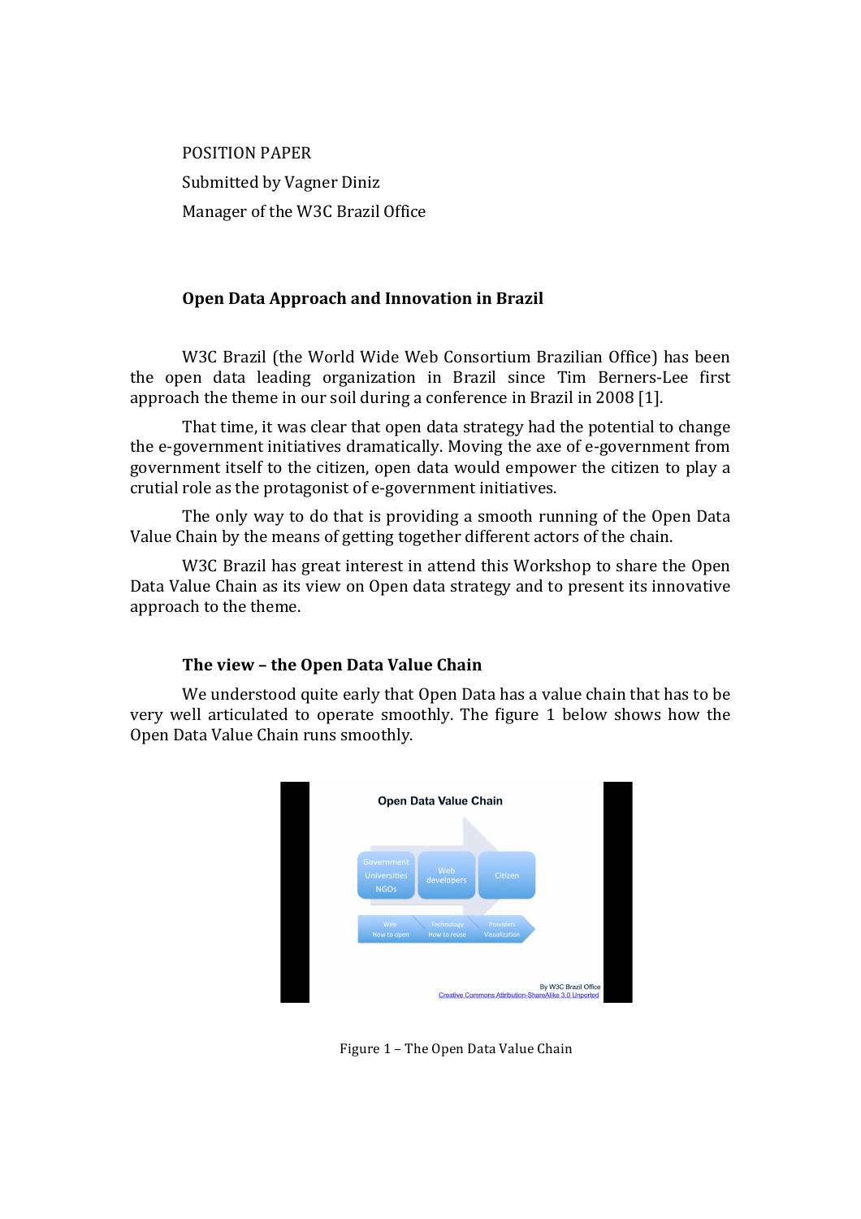POSITION PAPER

Submitted by Vagner Diniz

Manager of the W3C Brazil Office

## Open Data Approach and Innovation in Brazil

W3C Brazil (the World Wide Web Consortium Brazilian Office) has been the open data leading organization in Brazil since Tim Berners-Lee first approach the theme in our soil during a conference in Brazil in 2008 [1].

That time, it was clear that open data strategy had the potential to change the e-government initiatives dramatically. Moving the axe of e-government from government itself to the citizen, open data would empower the citizen to play a crutial role as the protagonist of e-government initiatives.

The only way to do that is providing a smooth running of the Open Data Value Chain by the means of getting together different actors of the chain.

W3C Brazil has great interest in attend this Workshop to share the Open Data Value Chain as its view on Open data strategy and to present its innovative approach to the theme.

## The view – the Open Data Value Chain

We understood quite early that Open Data has a value chain that has to be very well articulated to operate smoothly. The figure 1 below shows how the Open Data Value Chain runs smoothly.

Figure 1 – The Open Data Value Chain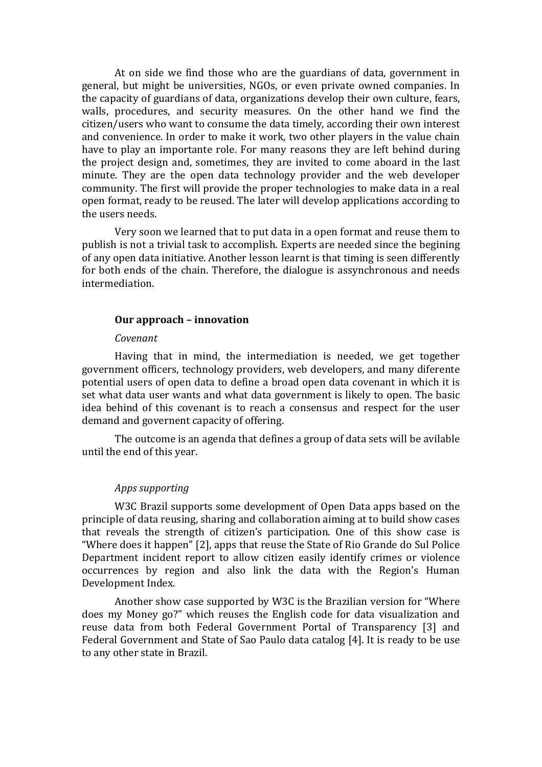At on side we find those who are the guardians of data, government in general, but might be universities, NGOs, or even private owned companies. In the capacity of guardians of data, organizations develop their own culture, fears, walls, procedures, and security measures. On the other hand we find the citizen/users who want to consume the data timely, according their own interest and convenience. In order to make it work, two other players in the value chain have to play an importante role. For many reasons they are left behind during the project design and, sometimes, they are invited to come aboard in the last minute. They are the open data technology provider and the web developer community. The first will provide the proper technologies to make data in a real open format, ready to be reused. The later will develop applications according to the users needs.

Very soon we learned that to put data in a open format and reuse them to publish is not a trivial task to accomplish. Experts are needed since the begining of any open data initiative. Another lesson learnt is that timing is seen differently for both ends of the chain. Therefore, the dialogue is assynchronous and needs intermediation.

**Our approach – innovation**

*Covenant*

Having that in mind, the intermediation is needed, we get together government officers, technology providers, web developers, and many diferente potential users of open data to define a broad open data covenant in which it is set what data user wants and what data government is likely to open. The basic idea behind of this covenant is to reach a consensus and respect for the user demand and governent capacity of offering.

The outcome is an agenda that defines a group of data sets will be avilable until the end of this year.

*Apps supporting*

W3C Brazil supports some development of Open Data apps based on the principle of data reusing, sharing and collaboration aiming at to build show cases that reveals the strength of citizen's participation. One of this show case is "Where does it happen" [2], apps that reuse the State of Rio Grande do Sul Police Department incident report to allow citizen easily identify crimes or violence occurrences by region and also link the data with the Region's Human Development Index.

Another show case supported by W3C is the Brazilian version for "Where does my Money go?" which reuses the English code for data visualization and reuse data from both Federal Government Portal of Transparency [3] and Federal Government and State of Sao Paulo data catalog [4]. It is ready to be use to any other state in Brazil.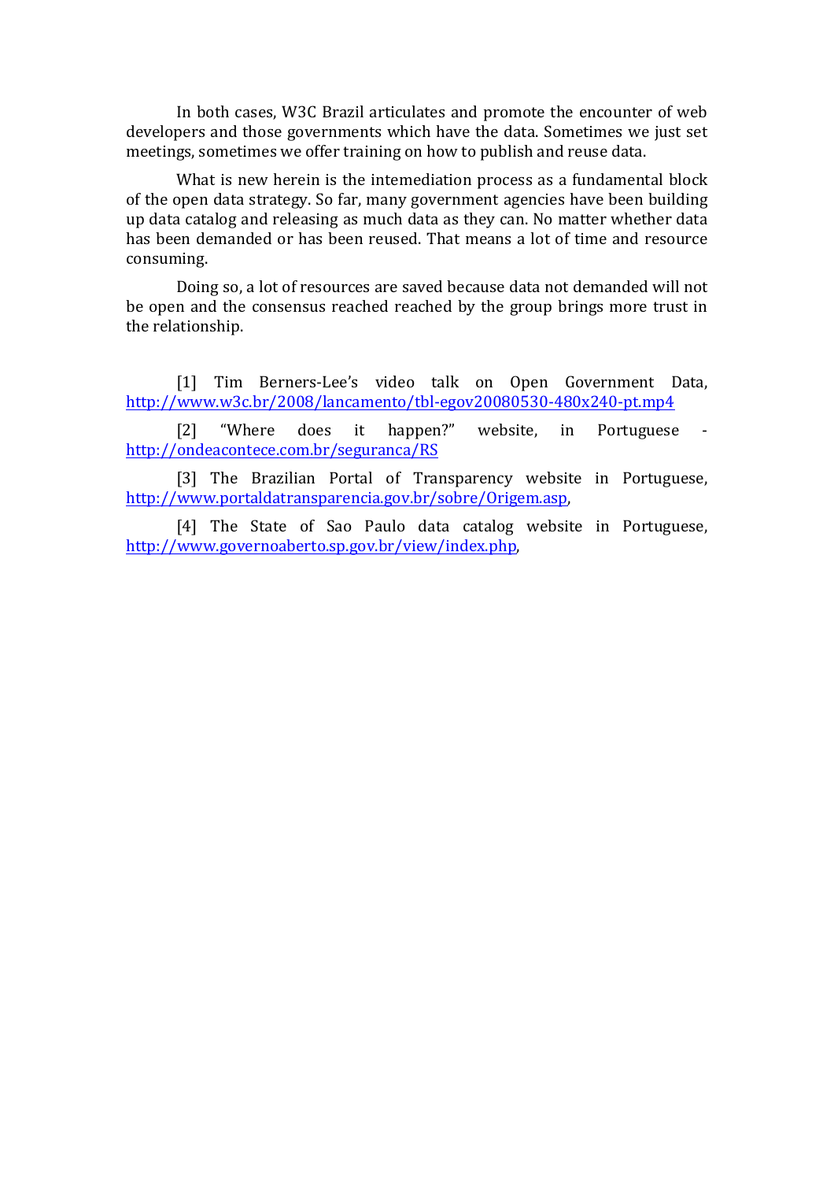In both cases, W3C Brazil articulates and promote the encounter of web developers and those governments which have the data. Sometimes we just set meetings, sometimes we offer training on how to publish and reuse data.

What is new herein is the intemediation process as a fundamental block of the open data strategy. So far, many government agencies have been building up data catalog and releasing as much data as they can. No matter whether data has been demanded or has been reused. That means a lot of time and resource consuming.

Doing so, a lot of resources are saved because data not demanded will not be open and the consensus reached reached by the group brings more trust in the relationship.

[1] Tim Berners-Lee's video talk on Open Government Data, http://www.w3c.br/2008/lancamento/tbl-egov20080530-480x240-pt.mp4

[2] "Where does it happen?" website, in Portuguese - http://ondeacontece.com.br/seguranca/RS

[3] The Brazilian Portal of Transparency website in Portuguese, http://www.portaldatransparencia.gov.br/sobre/Origem.asp,

[4] The State of Sao Paulo data catalog website in Portuguese, http://www.governoaberto.sp.gov.br/view/index.php,